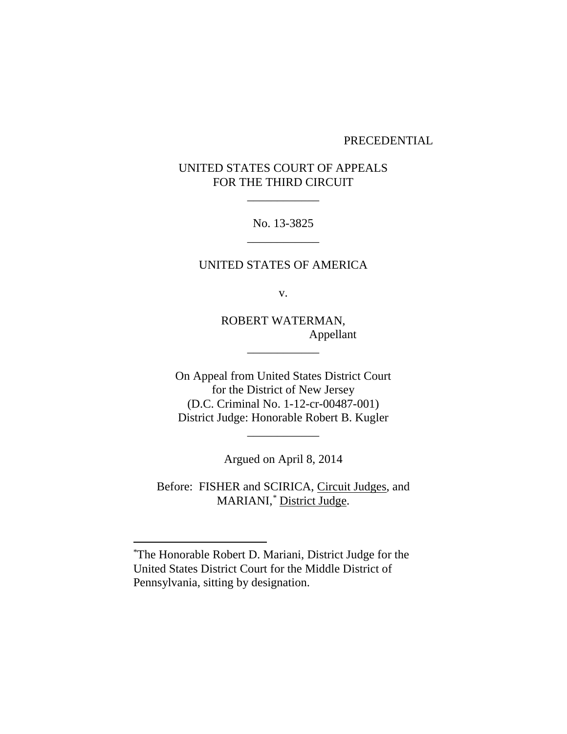PRECEDENTIAL

UNITED STATES COURT OF APPEALS
FOR THE THIRD CIRCUIT

\_\_\_\_\_\_\_\_\_\_\_\_

No. 13-3825

\_\_\_\_\_\_\_\_\_\_\_\_

UNITED STATES OF AMERICA

v.

ROBERT WATERMAN,
Appellant

\_\_\_\_\_\_\_\_\_\_\_\_

On Appeal from United States District Court
for the District of New Jersey
(D.C. Criminal No. 1-12-cr-00487-001)
District Judge: Honorable Robert B. Kugler

\_\_\_\_\_\_\_\_\_\_\_\_

Argued on April 8, 2014

Before: FISHER and SCIRICA, Circuit Judges, and
MARIANI,* District Judge.

---

*The Honorable Robert D. Mariani, District Judge for the United States District Court for the Middle District of Pennsylvania, sitting by designation.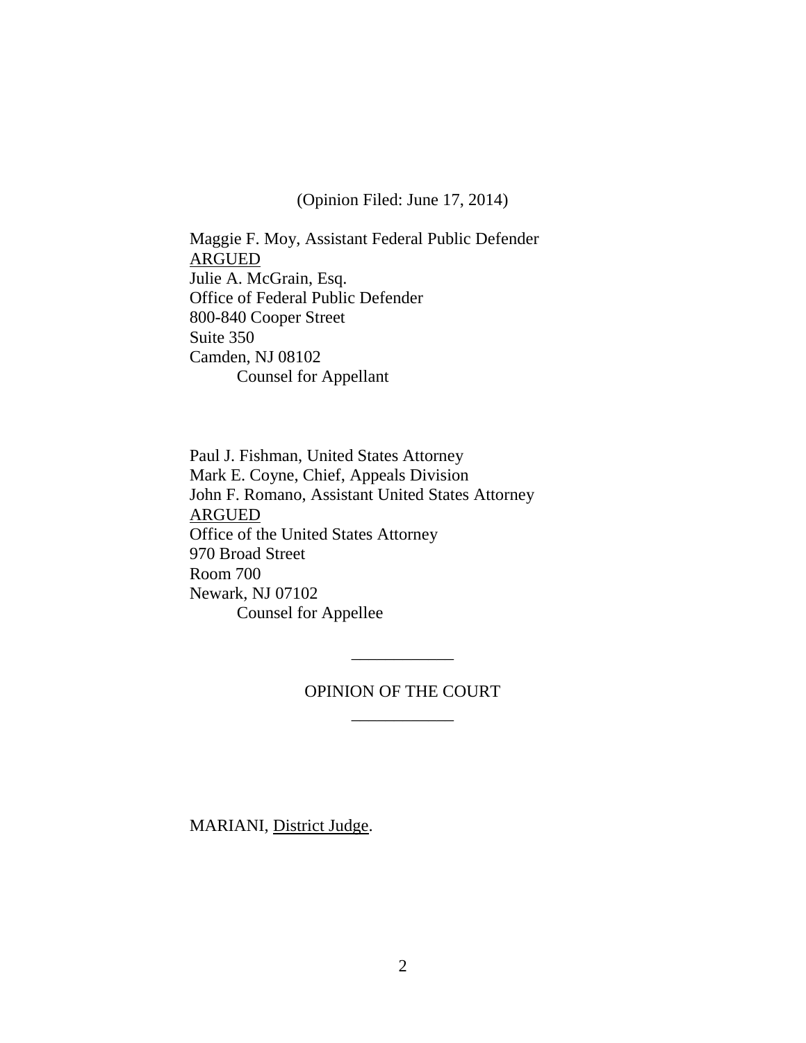(Opinion Filed: June 17, 2014)

Maggie F. Moy, Assistant Federal Public Defender
ARGUED
Julie A. McGrain, Esq.
Office of Federal Public Defender
800-840 Cooper Street
Suite 350
Camden, NJ 08102
Counsel for Appellant

Paul J. Fishman, United States Attorney
Mark E. Coyne, Chief, Appeals Division
John F. Romano, Assistant United States Attorney
ARGUED
Office of the United States Attorney
970 Broad Street
Room 700
Newark, NJ 07102
Counsel for Appellee

OPINION OF THE COURT

MARIANI, District Judge.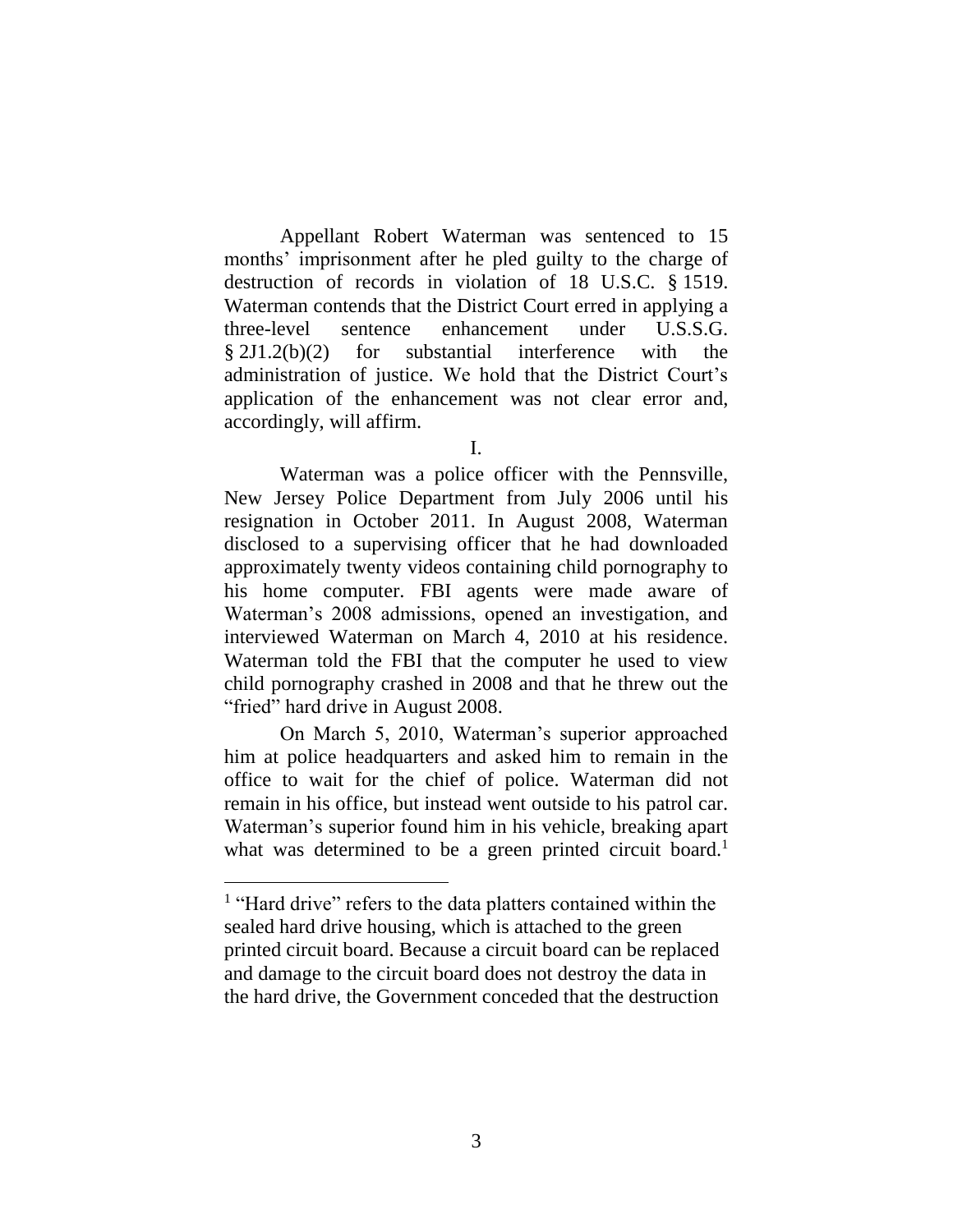Appellant Robert Waterman was sentenced to 15 months' imprisonment after he pled guilty to the charge of destruction of records in violation of 18 U.S.C. § 1519. Waterman contends that the District Court erred in applying a three-level sentence enhancement under U.S.S.G. § 2J1.2(b)(2) for substantial interference with the administration of justice. We hold that the District Court's application of the enhancement was not clear error and, accordingly, will affirm.

I.

Waterman was a police officer with the Pennsville, New Jersey Police Department from July 2006 until his resignation in October 2011. In August 2008, Waterman disclosed to a supervising officer that he had downloaded approximately twenty videos containing child pornography to his home computer. FBI agents were made aware of Waterman's 2008 admissions, opened an investigation, and interviewed Waterman on March 4, 2010 at his residence. Waterman told the FBI that the computer he used to view child pornography crashed in 2008 and that he threw out the "fried" hard drive in August 2008.

On March 5, 2010, Waterman's superior approached him at police headquarters and asked him to remain in the office to wait for the chief of police. Waterman did not remain in his office, but instead went outside to his patrol car. Waterman's superior found him in his vehicle, breaking apart what was determined to be a green printed circuit board.[1]

[1] "Hard drive" refers to the data platters contained within the sealed hard drive housing, which is attached to the green printed circuit board. Because a circuit board can be replaced and damage to the circuit board does not destroy the data in the hard drive, the Government conceded that the destruction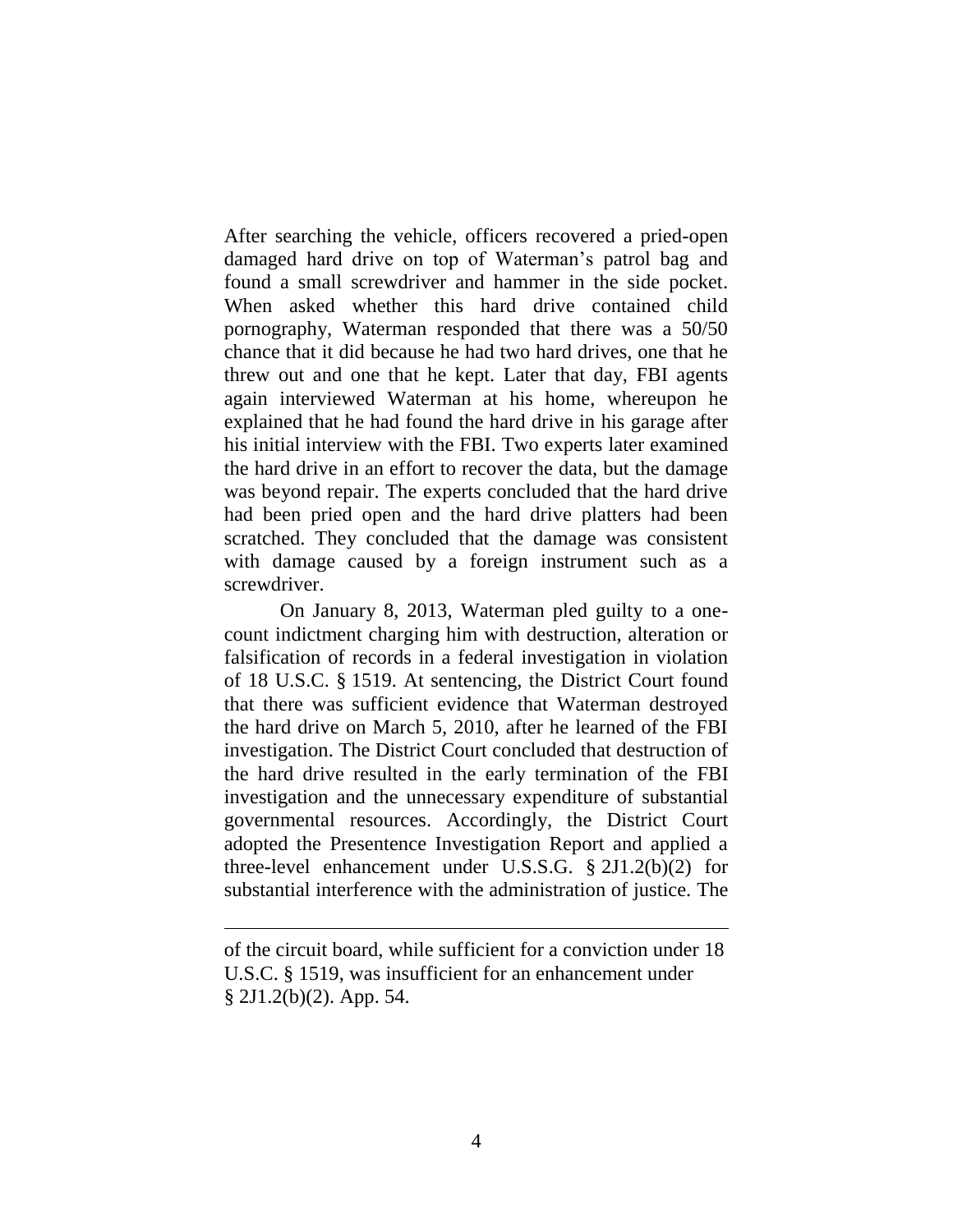After searching the vehicle, officers recovered a pried-open damaged hard drive on top of Waterman's patrol bag and found a small screwdriver and hammer in the side pocket. When asked whether this hard drive contained child pornography, Waterman responded that there was a 50/50 chance that it did because he had two hard drives, one that he threw out and one that he kept. Later that day, FBI agents again interviewed Waterman at his home, whereupon he explained that he had found the hard drive in his garage after his initial interview with the FBI. Two experts later examined the hard drive in an effort to recover the data, but the damage was beyond repair. The experts concluded that the hard drive had been pried open and the hard drive platters had been scratched. They concluded that the damage was consistent with damage caused by a foreign instrument such as a screwdriver.

On January 8, 2013, Waterman pled guilty to a one-count indictment charging him with destruction, alteration or falsification of records in a federal investigation in violation of 18 U.S.C. § 1519. At sentencing, the District Court found that there was sufficient evidence that Waterman destroyed the hard drive on March 5, 2010, after he learned of the FBI investigation. The District Court concluded that destruction of the hard drive resulted in the early termination of the FBI investigation and the unnecessary expenditure of substantial governmental resources. Accordingly, the District Court adopted the Presentence Investigation Report and applied a three-level enhancement under U.S.S.G. § 2J1.2(b)(2) for substantial interference with the administration of justice. The

---

of the circuit board, while sufficient for a conviction under 18 U.S.C. § 1519, was insufficient for an enhancement under § 2J1.2(b)(2). App. 54.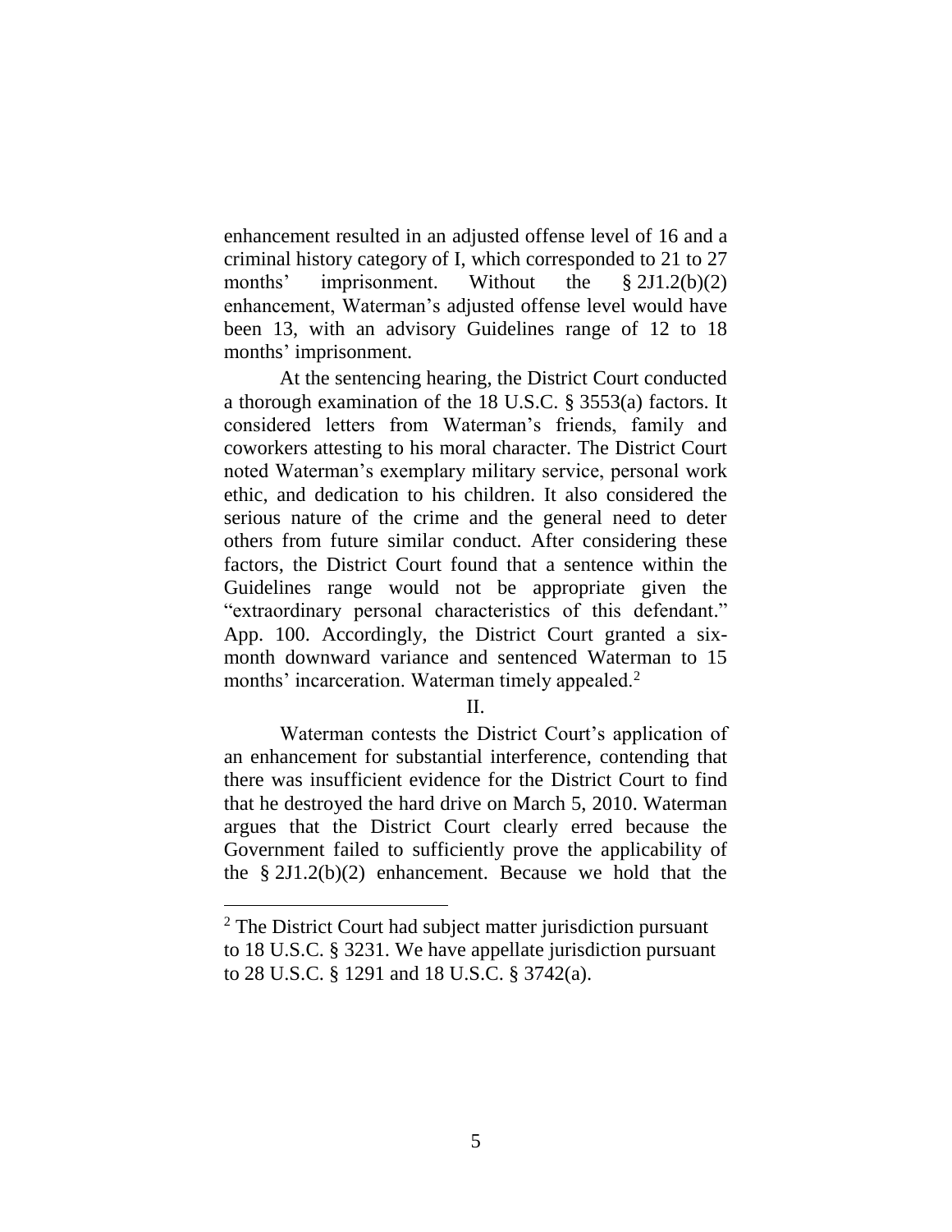enhancement resulted in an adjusted offense level of 16 and a criminal history category of I, which corresponded to 21 to 27 months' imprisonment. Without the § 2J1.2(b)(2) enhancement, Waterman's adjusted offense level would have been 13, with an advisory Guidelines range of 12 to 18 months' imprisonment.

At the sentencing hearing, the District Court conducted a thorough examination of the 18 U.S.C. § 3553(a) factors. It considered letters from Waterman's friends, family and coworkers attesting to his moral character. The District Court noted Waterman's exemplary military service, personal work ethic, and dedication to his children. It also considered the serious nature of the crime and the general need to deter others from future similar conduct. After considering these factors, the District Court found that a sentence within the Guidelines range would not be appropriate given the "extraordinary personal characteristics of this defendant." App. 100. Accordingly, the District Court granted a six-month downward variance and sentenced Waterman to 15 months' incarceration. Waterman timely appealed.[2]

## II.

Waterman contests the District Court's application of an enhancement for substantial interference, contending that there was insufficient evidence for the District Court to find that he destroyed the hard drive on March 5, 2010. Waterman argues that the District Court clearly erred because the Government failed to sufficiently prove the applicability of the § 2J1.2(b)(2) enhancement. Because we hold that the

[2] The District Court had subject matter jurisdiction pursuant to 18 U.S.C. § 3231. We have appellate jurisdiction pursuant to 28 U.S.C. § 1291 and 18 U.S.C. § 3742(a).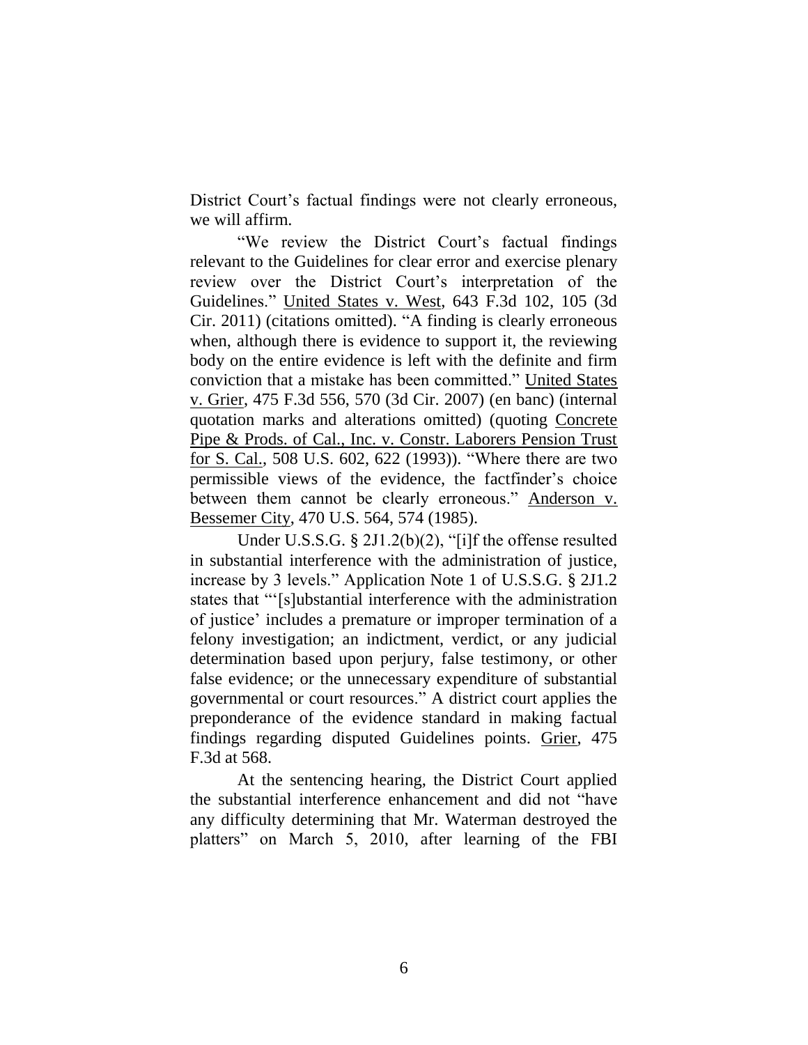District Court's factual findings were not clearly erroneous, we will affirm.

"We review the District Court's factual findings relevant to the Guidelines for clear error and exercise plenary review over the District Court's interpretation of the Guidelines." United States v. West, 643 F.3d 102, 105 (3d Cir. 2011) (citations omitted). "A finding is clearly erroneous when, although there is evidence to support it, the reviewing body on the entire evidence is left with the definite and firm conviction that a mistake has been committed." United States v. Grier, 475 F.3d 556, 570 (3d Cir. 2007) (en banc) (internal quotation marks and alterations omitted) (quoting Concrete Pipe & Prods. of Cal., Inc. v. Constr. Laborers Pension Trust for S. Cal., 508 U.S. 602, 622 (1993)). "Where there are two permissible views of the evidence, the factfinder's choice between them cannot be clearly erroneous." Anderson v. Bessemer City, 470 U.S. 564, 574 (1985).

Under U.S.S.G. § 2J1.2(b)(2), "[i]f the offense resulted in substantial interference with the administration of justice, increase by 3 levels." Application Note 1 of U.S.S.G. § 2J1.2 states that "'[s]ubstantial interference with the administration of justice' includes a premature or improper termination of a felony investigation; an indictment, verdict, or any judicial determination based upon perjury, false testimony, or other false evidence; or the unnecessary expenditure of substantial governmental or court resources." A district court applies the preponderance of the evidence standard in making factual findings regarding disputed Guidelines points. Grier, 475 F.3d at 568.

At the sentencing hearing, the District Court applied the substantial interference enhancement and did not "have any difficulty determining that Mr. Waterman destroyed the platters" on March 5, 2010, after learning of the FBI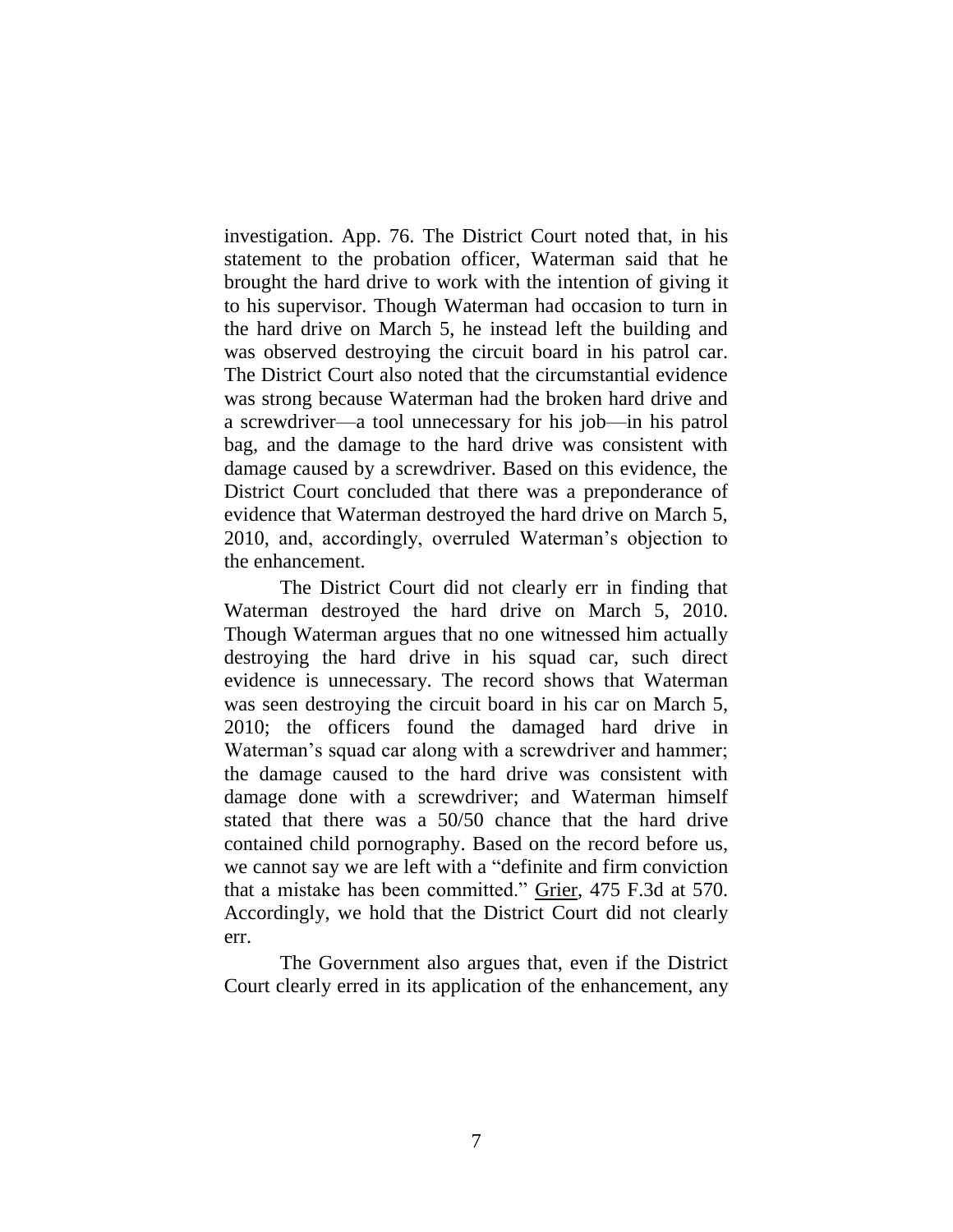investigation. App. 76. The District Court noted that, in his statement to the probation officer, Waterman said that he brought the hard drive to work with the intention of giving it to his supervisor. Though Waterman had occasion to turn in the hard drive on March 5, he instead left the building and was observed destroying the circuit board in his patrol car. The District Court also noted that the circumstantial evidence was strong because Waterman had the broken hard drive and a screwdriver—a tool unnecessary for his job—in his patrol bag, and the damage to the hard drive was consistent with damage caused by a screwdriver. Based on this evidence, the District Court concluded that there was a preponderance of evidence that Waterman destroyed the hard drive on March 5, 2010, and, accordingly, overruled Waterman's objection to the enhancement.

The District Court did not clearly err in finding that Waterman destroyed the hard drive on March 5, 2010. Though Waterman argues that no one witnessed him actually destroying the hard drive in his squad car, such direct evidence is unnecessary. The record shows that Waterman was seen destroying the circuit board in his car on March 5, 2010; the officers found the damaged hard drive in Waterman's squad car along with a screwdriver and hammer; the damage caused to the hard drive was consistent with damage done with a screwdriver; and Waterman himself stated that there was a 50/50 chance that the hard drive contained child pornography. Based on the record before us, we cannot say we are left with a "definite and firm conviction that a mistake has been committed." Grier, 475 F.3d at 570. Accordingly, we hold that the District Court did not clearly err.

The Government also argues that, even if the District Court clearly erred in its application of the enhancement, any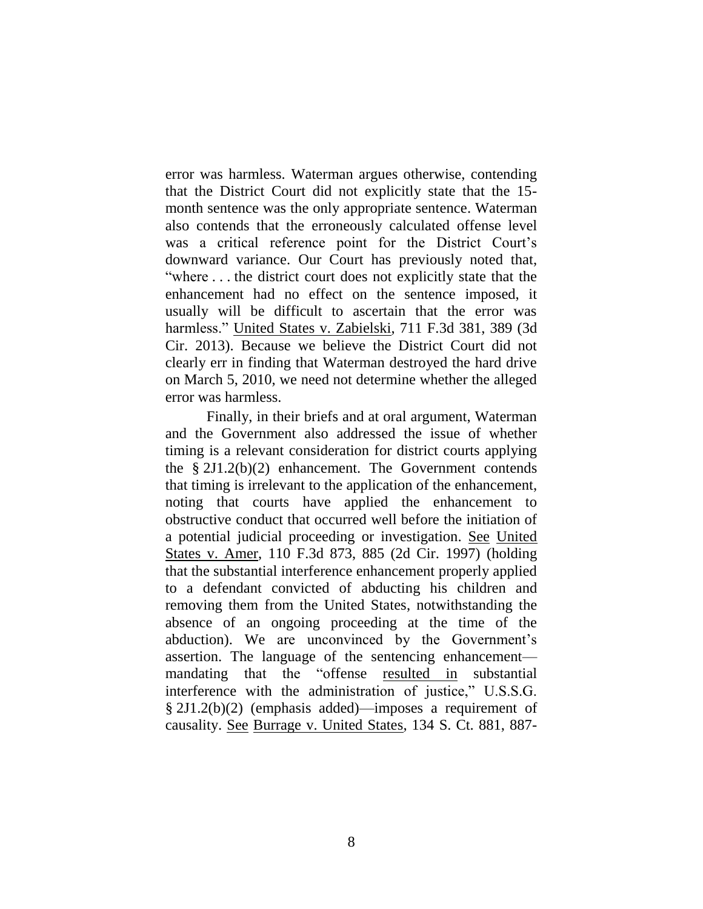error was harmless. Waterman argues otherwise, contending that the District Court did not explicitly state that the 15-month sentence was the only appropriate sentence. Waterman also contends that the erroneously calculated offense level was a critical reference point for the District Court's downward variance. Our Court has previously noted that, "where . . . the district court does not explicitly state that the enhancement had no effect on the sentence imposed, it usually will be difficult to ascertain that the error was harmless." United States v. Zabielski, 711 F.3d 381, 389 (3d Cir. 2013). Because we believe the District Court did not clearly err in finding that Waterman destroyed the hard drive on March 5, 2010, we need not determine whether the alleged error was harmless.

Finally, in their briefs and at oral argument, Waterman and the Government also addressed the issue of whether timing is a relevant consideration for district courts applying the § 2J1.2(b)(2) enhancement. The Government contends that timing is irrelevant to the application of the enhancement, noting that courts have applied the enhancement to obstructive conduct that occurred well before the initiation of a potential judicial proceeding or investigation. See United States v. Amer, 110 F.3d 873, 885 (2d Cir. 1997) (holding that the substantial interference enhancement properly applied to a defendant convicted of abducting his children and removing them from the United States, notwithstanding the absence of an ongoing proceeding at the time of the abduction). We are unconvinced by the Government's assertion. The language of the sentencing enhancement—mandating that the "offense resulted in substantial interference with the administration of justice," U.S.S.G. § 2J1.2(b)(2) (emphasis added)—imposes a requirement of causality. See Burrage v. United States, 134 S. Ct. 881, 887-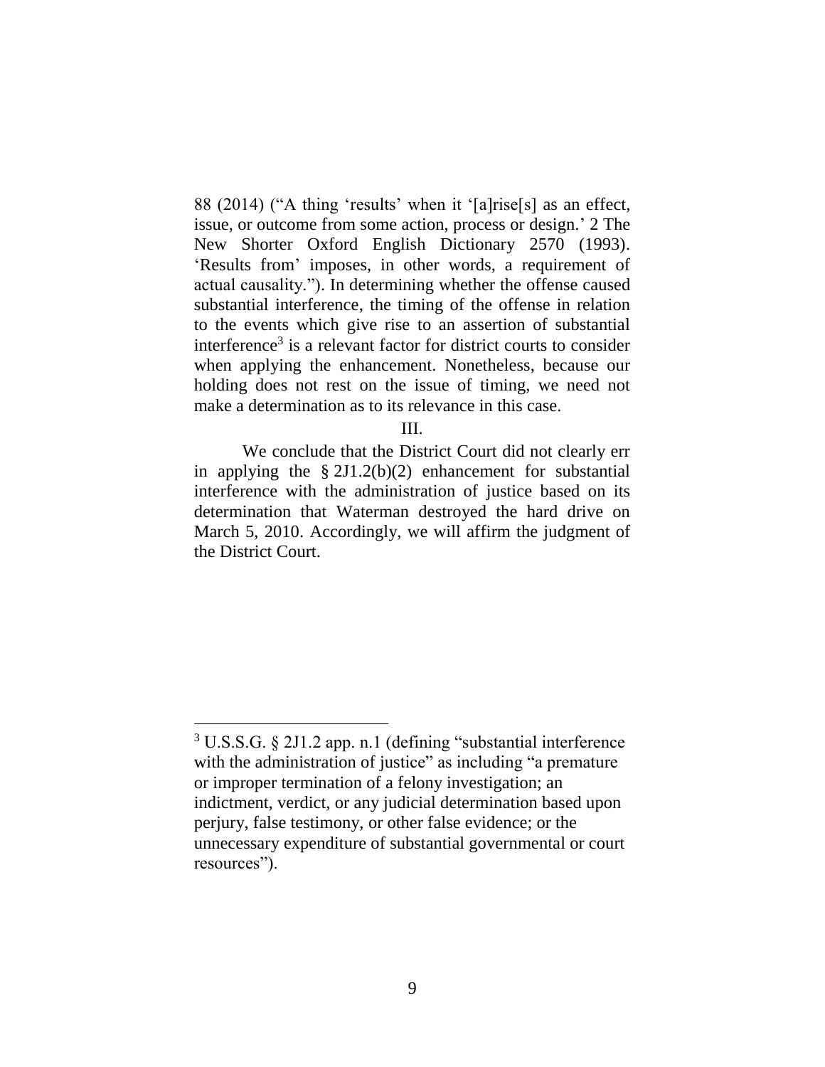88 (2014) ("A thing 'results' when it '[a]rise[s] as an effect, issue, or outcome from some action, process or design.' 2 The New Shorter Oxford English Dictionary 2570 (1993). 'Results from' imposes, in other words, a requirement of actual causality."). In determining whether the offense caused substantial interference, the timing of the offense in relation to the events which give rise to an assertion of substantial interference[3] is a relevant factor for district courts to consider when applying the enhancement. Nonetheless, because our holding does not rest on the issue of timing, we need not make a determination as to its relevance in this case.

## III.

We conclude that the District Court did not clearly err in applying the § 2J1.2(b)(2) enhancement for substantial interference with the administration of justice based on its determination that Waterman destroyed the hard drive on March 5, 2010. Accordingly, we will affirm the judgment of the District Court.

---

[3] U.S.S.G. § 2J1.2 app. n.1 (defining "substantial interference with the administration of justice" as including "a premature or improper termination of a felony investigation; an indictment, verdict, or any judicial determination based upon perjury, false testimony, or other false evidence; or the unnecessary expenditure of substantial governmental or court resources").